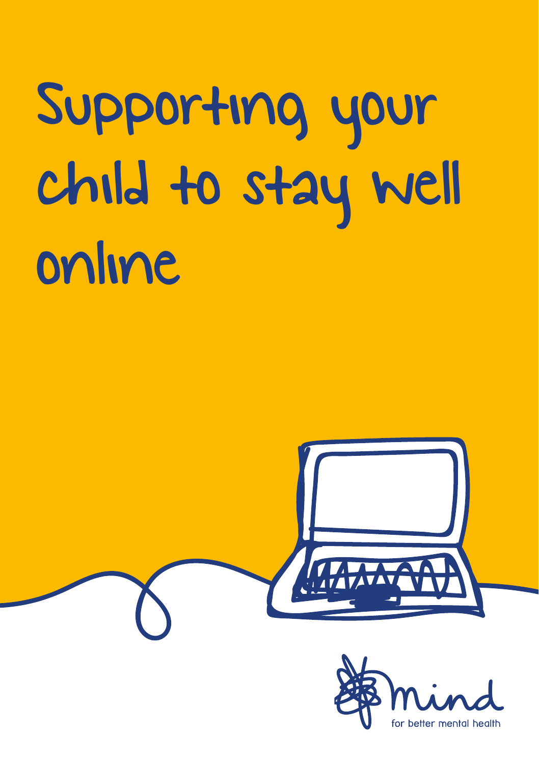# Supporting your child to stay well online

mind

for better mental health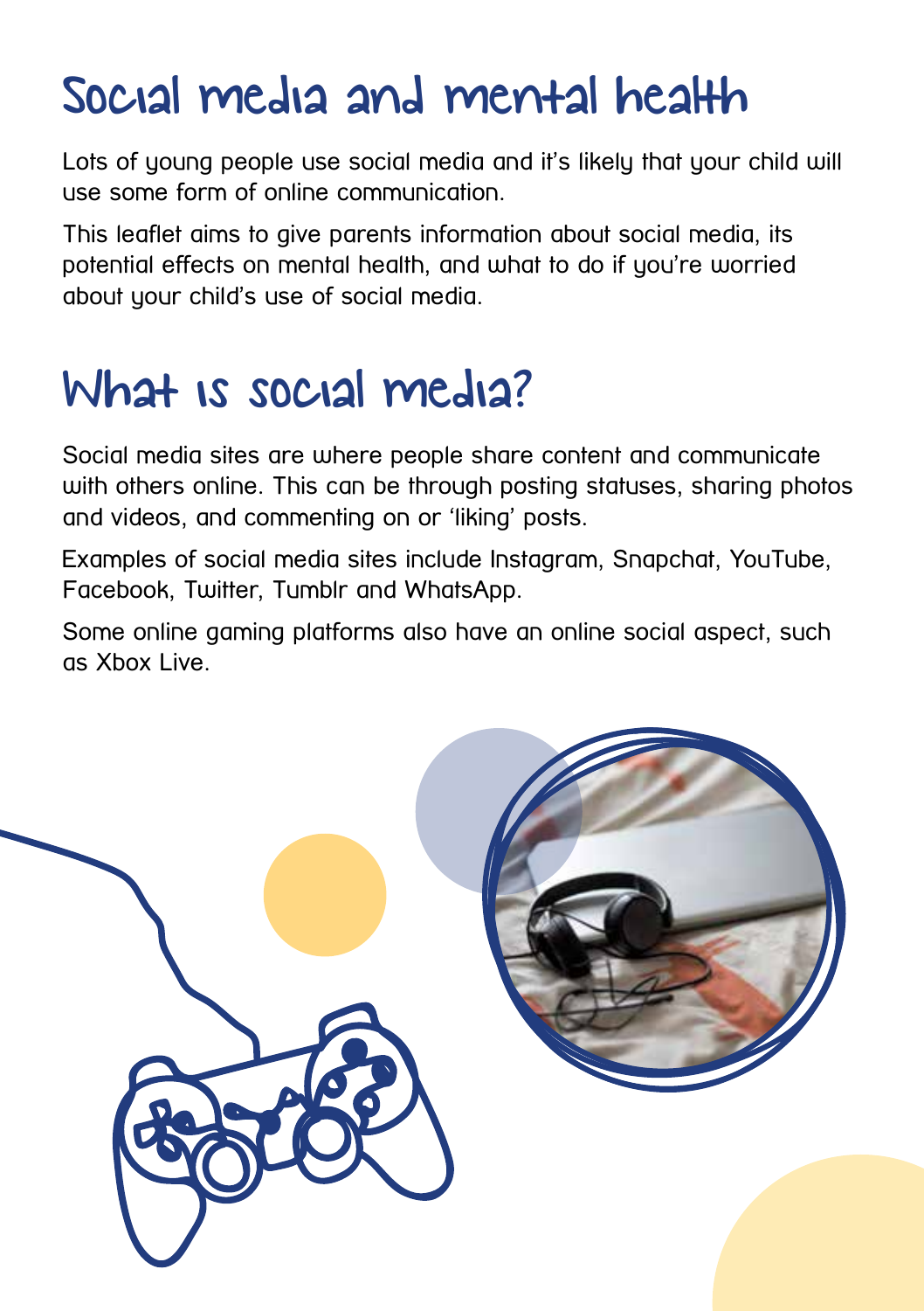# Social media and mental health

Lots of young people use social media and it's likely that your child will use some form of online communication.

This leaflet aims to give parents information about social media, its potential effects on mental health, and what to do if you're worried about your child's use of social media.

# What is social media?

Social media sites are where people share content and communicate with others online. This can be through posting statuses, sharing photos and videos, and commenting on or 'liking' posts.

Examples of social media sites include Instagram, Snapchat, YouTube, Facebook, Twitter, Tumblr and WhatsApp.

Some online gaming platforms also have an online social aspect, such as Xbox Live.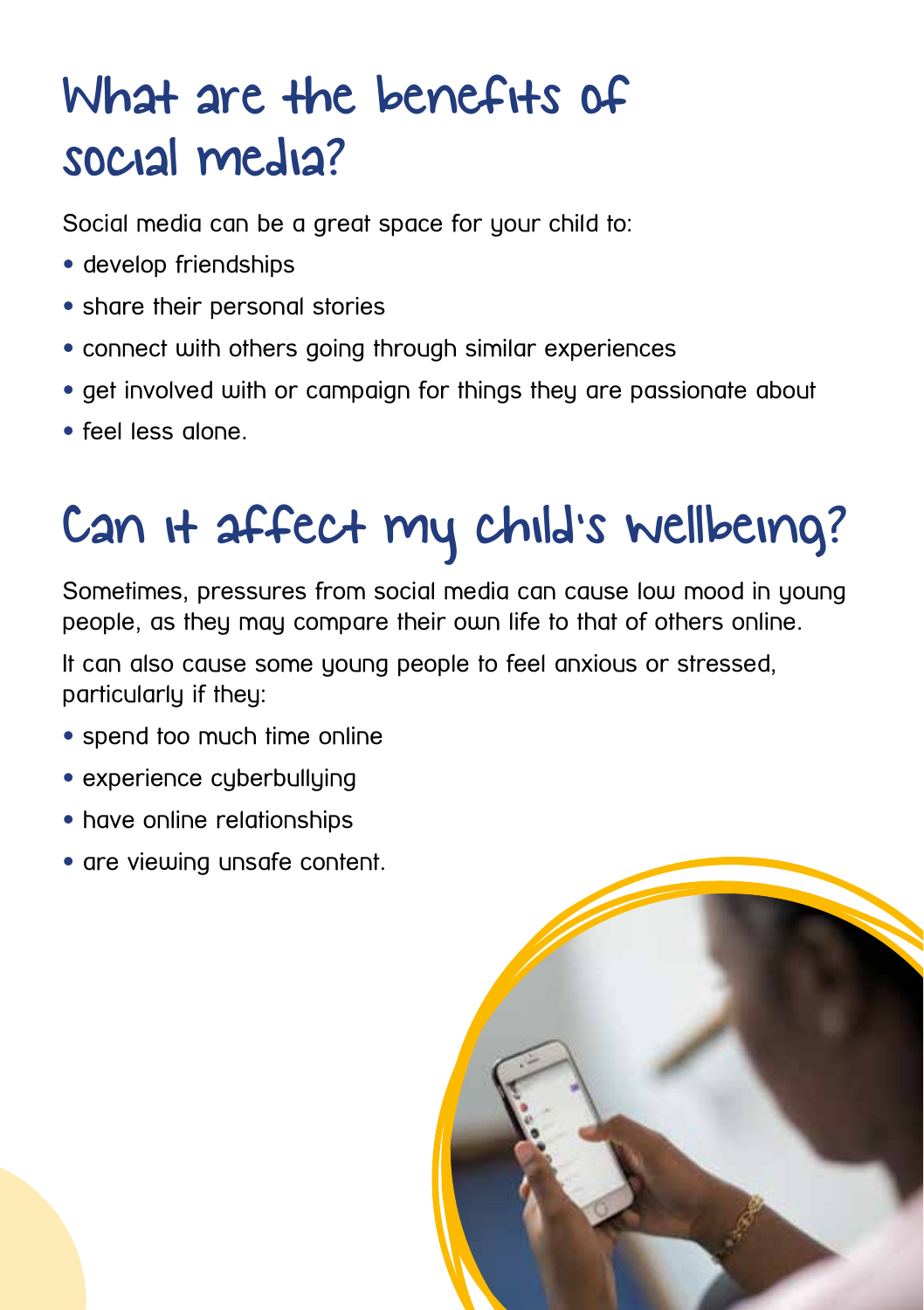## What are the benefits of social media?

Social media can be a great space for your child to:

- develop friendships
- share their personal stories
- connect with others going through similar experiences
- get involved with or campaign for things they are passionate about
- feel less alone.

## Can it affect my child's wellbeing?

Sometimes, pressures from social media can cause low mood in young people, as they may compare their own life to that of others online.

It can also cause some young people to feel anxious or stressed, particularly if they:

- spend too much time online
- experience cyberbullying
- have online relationships
- are viewing unsafe content.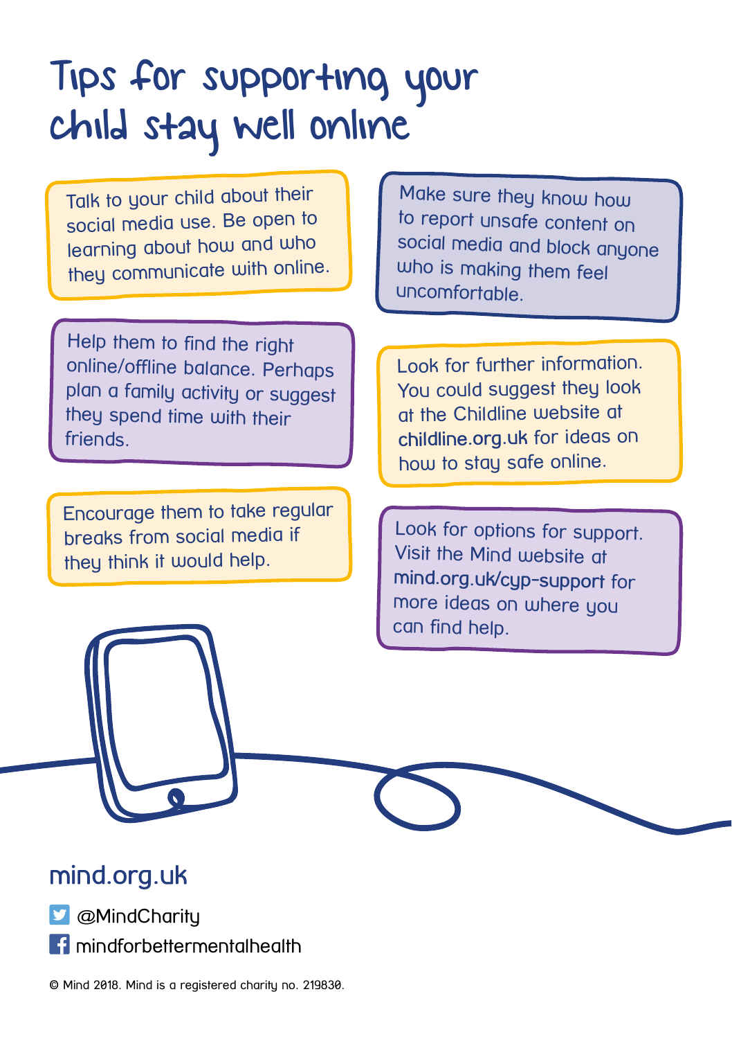# Tips for supporting your child stay well online

Talk to your child about their social media use. Be open to learning about how and who they communicate with online.

Help them to find the right online/offline balance. Perhaps plan a family activity or suggest they spend time with their friends.

Encourage them to take regular breaks from social media if they think it would help.

Make sure they know how to report unsafe content on social media and block anyone who is making them feel uncomfortable.

Look for further information. You could suggest they look at the Childline website at **childline.org.uk** for ideas on how to stay safe online.

Look for options for support. Visit the Mind website at **mind.org.uk/cyp-support** for more ideas on where you can find help.

mind.org.uk

@MindCharity

mindforbettermentalhealth

© Mind 2018. Mind is a registered charity no. 219830.